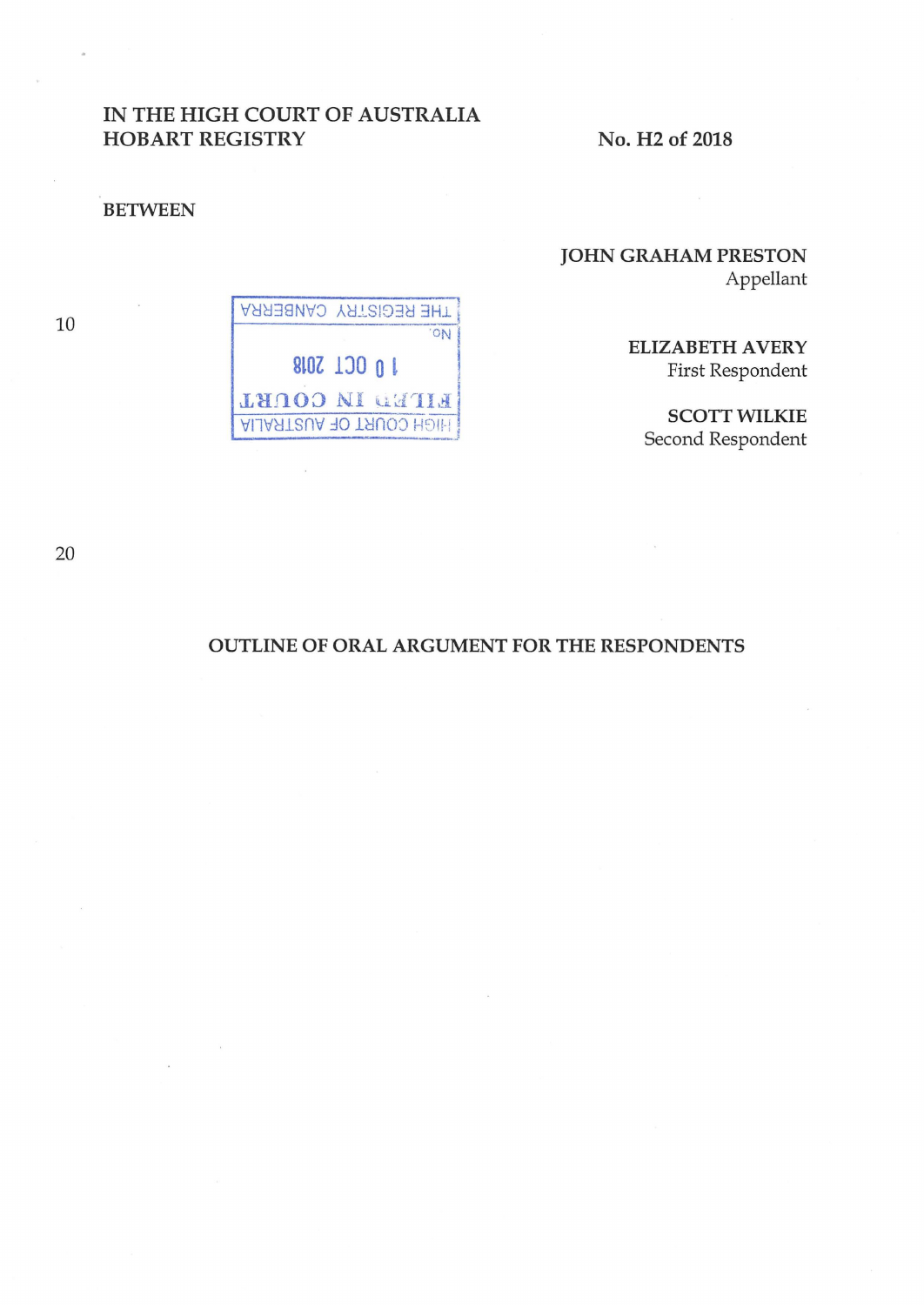IN THE HIGH COURT OF AUSTRALIA
HOBART REGISTRY

No. H2 of 2018

BETWEEN

**JOHN GRAHAM PRESTON**
Appellant

**ELIZABETH AVERY**
First Respondent

**SCOTT WILKIE**
Second Respondent

HIGH COURT OF AUSTRALIA
FILED IN COURT
10 OCT 2018
No.
THE REGISTRY CANBERRA

## OUTLINE OF ORAL ARGUMENT FOR THE RESPONDENTS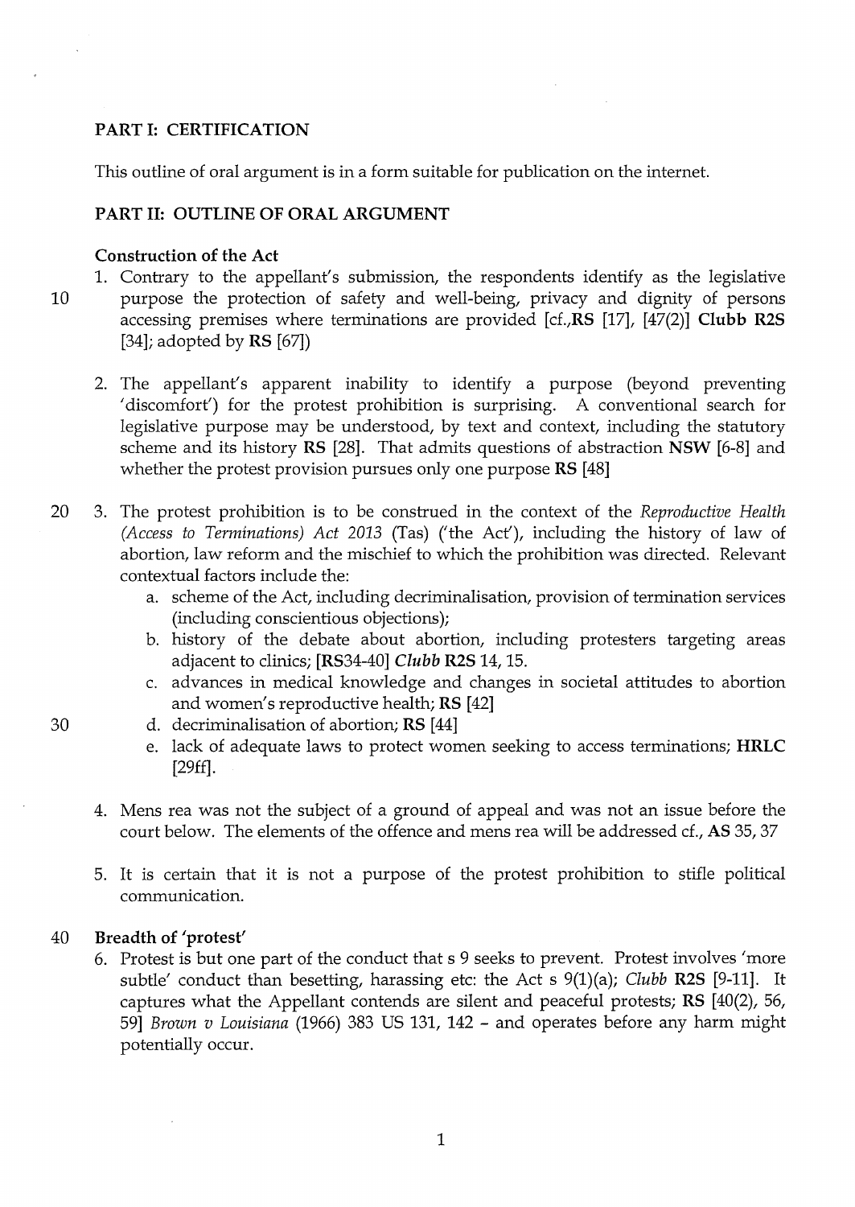## PART I: CERTIFICATION

This outline of oral argument is in a form suitable for publication on the internet.

## PART II: OUTLINE OF ORAL ARGUMENT

### Construction of the Act

1. Contrary to the appellant's submission, the respondents identify as the legislative purpose the protection of safety and well-being, privacy and dignity of persons accessing premises where terminations are provided [cf.,**RS** [17], [47(2)] **Clubb R2S** [34]; adopted by **RS** [67])

2. The appellant's apparent inability to identify a purpose (beyond preventing 'discomfort') for the protest prohibition is surprising. A conventional search for legislative purpose may be understood, by text and context, including the statutory scheme and its history **RS** [28]. That admits questions of abstraction **NSW** [6-8] and whether the protest provision pursues only one purpose **RS** [48]

3. The protest prohibition is to be construed in the context of the *Reproductive Health (Access to Terminations) Act 2013* (Tas) ('the Act'), including the history of law of abortion, law reform and the mischief to which the prohibition was directed. Relevant contextual factors include the:
   a. scheme of the Act, including decriminalisation, provision of termination services (including conscientious objections);
   b. history of the debate about abortion, including protesters targeting areas adjacent to clinics; [RS34-40] *Clubb* **R2S** 14, 15.
   c. advances in medical knowledge and changes in societal attitudes to abortion and women's reproductive health; **RS** [42]
   d. decriminalisation of abortion; **RS** [44]
   e. lack of adequate laws to protect women seeking to access terminations; **HRLC** [29ff].

4. Mens rea was not the subject of a ground of appeal and was not an issue before the court below. The elements of the offence and mens rea will be addressed cf., **AS** 35, 37

5. It is certain that it is not a purpose of the protest prohibition to stifle political communication.

### Breadth of 'protest'

6. Protest is but one part of the conduct that s 9 seeks to prevent. Protest involves 'more subtle' conduct than besetting, harassing etc: the Act s 9(1)(a); *Clubb* **R2S** [9-11]. It captures what the Appellant contends are silent and peaceful protests; **RS** [40(2), 56, 59] *Brown v Louisiana* (1966) 383 US 131, 142 – and operates before any harm might potentially occur.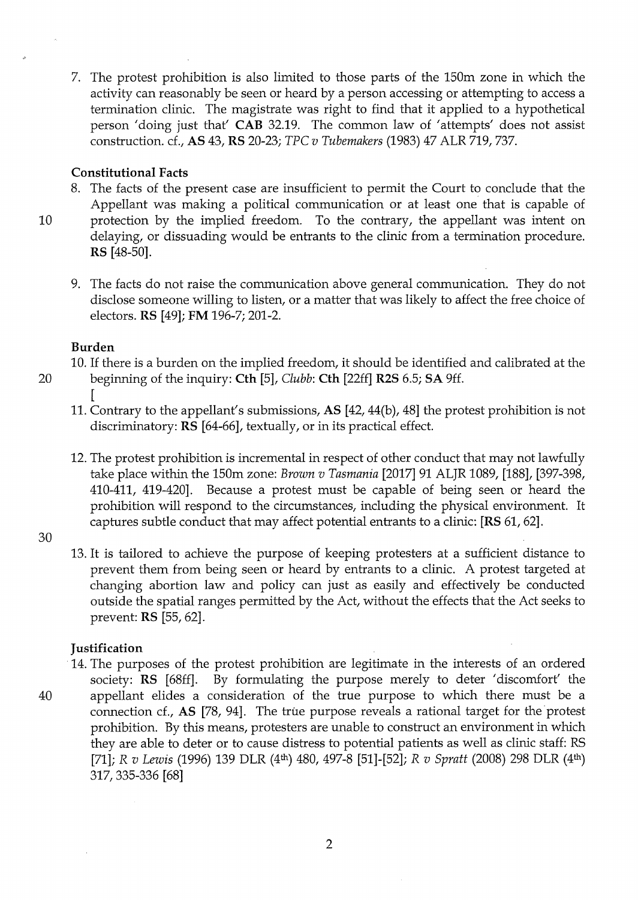7. The protest prohibition is also limited to those parts of the 150m zone in which the activity can reasonably be seen or heard by a person accessing or attempting to access a termination clinic. The magistrate was right to find that it applied to a hypothetical person 'doing just that' **CAB** 32.19. The common law of 'attempts' does not assist construction. cf., **AS** 43, **RS** 20-23; *TPC v Tubemakers* (1983) 47 ALR 719, 737.

**Constitutional Facts**

8. The facts of the present case are insufficient to permit the Court to conclude that the Appellant was making a political communication or at least one that is capable of protection by the implied freedom. To the contrary, the appellant was intent on delaying, or dissuading would be entrants to the clinic from a termination procedure. **RS** [48-50].

9. The facts do not raise the communication above general communication. They do not disclose someone willing to listen, or a matter that was likely to affect the free choice of electors. **RS** [49]; **FM** 196-7; 201-2.

**Burden**

10. If there is a burden on the implied freedom, it should be identified and calibrated at the beginning of the inquiry: **Cth** [5], *Clubb*: **Cth** [22ff] **R2S** 6.5; **SA** 9ff.
[

11. Contrary to the appellant's submissions, **AS** [42, 44(b), 48] the protest prohibition is not discriminatory: **RS** [64-66], textually, or in its practical effect.

12. The protest prohibition is incremental in respect of other conduct that may not lawfully take place within the 150m zone: *Brown v Tasmania* [2017] 91 ALJR 1089, [188], [397-398, 410-411, 419-420]. Because a protest must be capable of being seen or heard the prohibition will respond to the circumstances, including the physical environment. It captures subtle conduct that may affect potential entrants to a clinic: [**RS** 61, 62].

13. It is tailored to achieve the purpose of keeping protesters at a sufficient distance to prevent them from being seen or heard by entrants to a clinic. A protest targeted at changing abortion law and policy can just as easily and effectively be conducted outside the spatial ranges permitted by the Act, without the effects that the Act seeks to prevent: **RS** [55, 62].

**Justification**

14. The purposes of the protest prohibition are legitimate in the interests of an ordered society: **RS** [68ff]. By formulating the purpose merely to deter 'discomfort' the appellant elides a consideration of the true purpose to which there must be a connection cf., **AS** [78, 94]. The true purpose reveals a rational target for the protest prohibition. By this means, protesters are unable to construct an environment in which they are able to deter or to cause distress to potential patients as well as clinic staff: RS [71]; *R v Lewis* (1996) 139 DLR (4th) 480, 497-8 [51]-[52]; *R v Spratt* (2008) 298 DLR (4th) 317, 335-336 [68]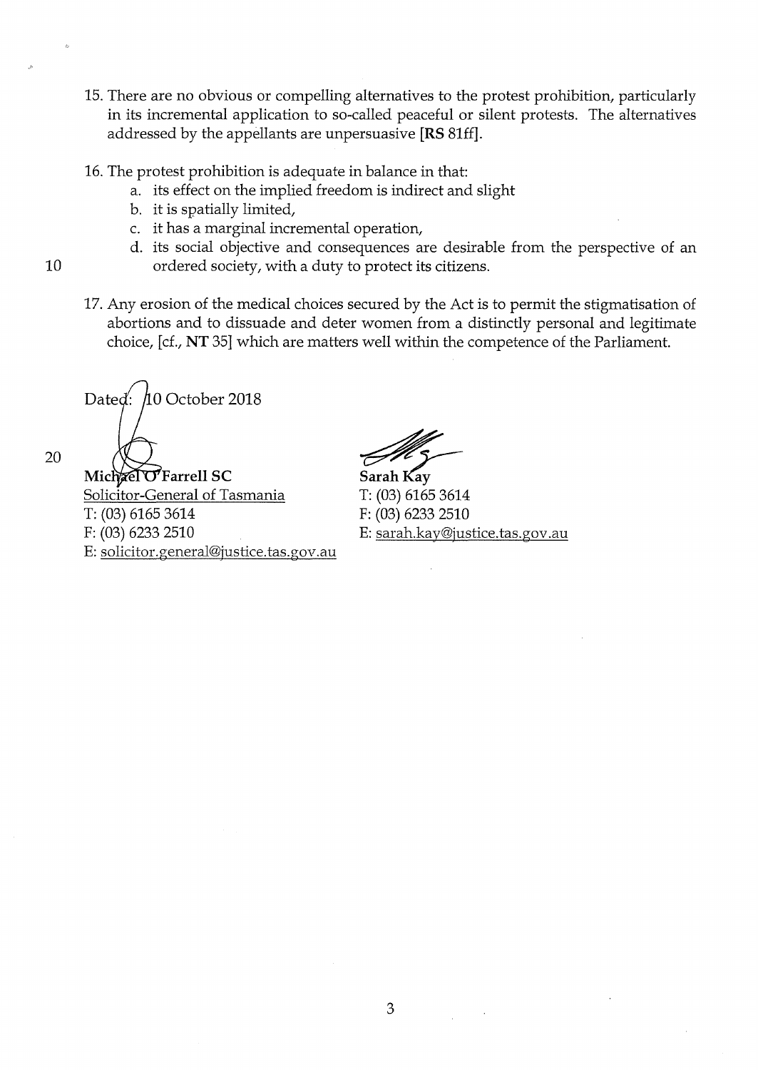15. There are no obvious or compelling alternatives to the protest prohibition, particularly in its incremental application to so-called peaceful or silent protests. The alternatives addressed by the appellants are unpersuasive [**RS** 81ff].

16. The protest prohibition is adequate in balance in that:
    a. its effect on the implied freedom is indirect and slight
    b. it is spatially limited,
    c. it has a marginal incremental operation,
    d. its social objective and consequences are desirable from the perspective of an ordered society, with a duty to protect its citizens.

17. Any erosion of the medical choices secured by the Act is to permit the stigmatisation of abortions and to dissuade and deter women from a distinctly personal and legitimate choice, [cf., **NT** 35] which are matters well within the competence of the Parliament.

Dated: 10 October 2018

**Michael O'Farrell SC**
Solicitor-General of Tasmania
T: (03) 6165 3614
F: (03) 6233 2510
E: solicitor.general@justice.tas.gov.au

**Sarah Kay**
T: (03) 6165 3614
F: (03) 6233 2510
E: sarah.kay@justice.tas.gov.au